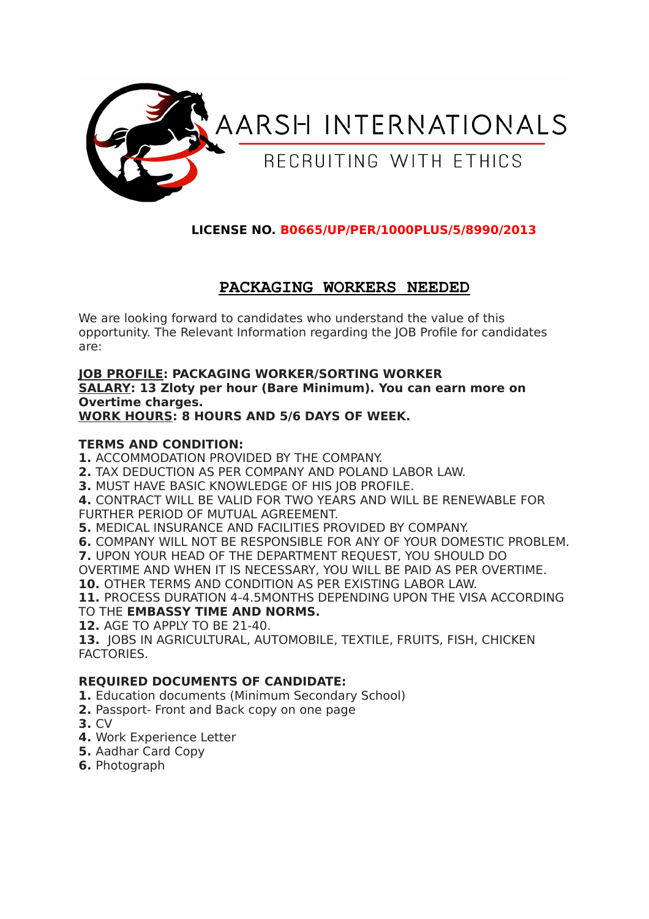# AARSH INTERNATIONALS

RECRUITING WITH ETHICS

**LICENSE NO. B0665/UP/PER/1000PLUS/5/8990/2013**

## PACKAGING WORKERS NEEDED

We are looking forward to candidates who understand the value of this opportunity. The Relevant Information regarding the JOB Profile for candidates are:

**JOB PROFILE: PACKAGING WORKER/SORTING WORKER**
**SALARY: 13 Zloty per hour (Bare Minimum). You can earn more on Overtime charges.**
**WORK HOURS: 8 HOURS AND 5/6 DAYS OF WEEK.**

**TERMS AND CONDITION:**

**1.** ACCOMMODATION PROVIDED BY THE COMPANY.
**2.** TAX DEDUCTION AS PER COMPANY AND POLAND LABOR LAW.
**3.** MUST HAVE BASIC KNOWLEDGE OF HIS JOB PROFILE.
**4.** CONTRACT WILL BE VALID FOR TWO YEARS AND WILL BE RENEWABLE FOR FURTHER PERIOD OF MUTUAL AGREEMENT.
**5.** MEDICAL INSURANCE AND FACILITIES PROVIDED BY COMPANY.
**6.** COMPANY WILL NOT BE RESPONSIBLE FOR ANY OF YOUR DOMESTIC PROBLEM.
**7.** UPON YOUR HEAD OF THE DEPARTMENT REQUEST, YOU SHOULD DO OVERTIME AND WHEN IT IS NECESSARY, YOU WILL BE PAID AS PER OVERTIME.
**10.** OTHER TERMS AND CONDITION AS PER EXISTING LABOR LAW.
**11.** PROCESS DURATION 4-4.5MONTHS DEPENDING UPON THE VISA ACCORDING TO THE **EMBASSY TIME AND NORMS.**
**12.** AGE TO APPLY TO BE 21-40.
**13.** JOBS IN AGRICULTURAL, AUTOMOBILE, TEXTILE, FRUITS, FISH, CHICKEN FACTORIES.

**REQUIRED DOCUMENTS OF CANDIDATE:**

**1.** Education documents (Minimum Secondary School)
**2.** Passport- Front and Back copy on one page
**3.** CV
**4.** Work Experience Letter
**5.** Aadhar Card Copy
**6.** Photograph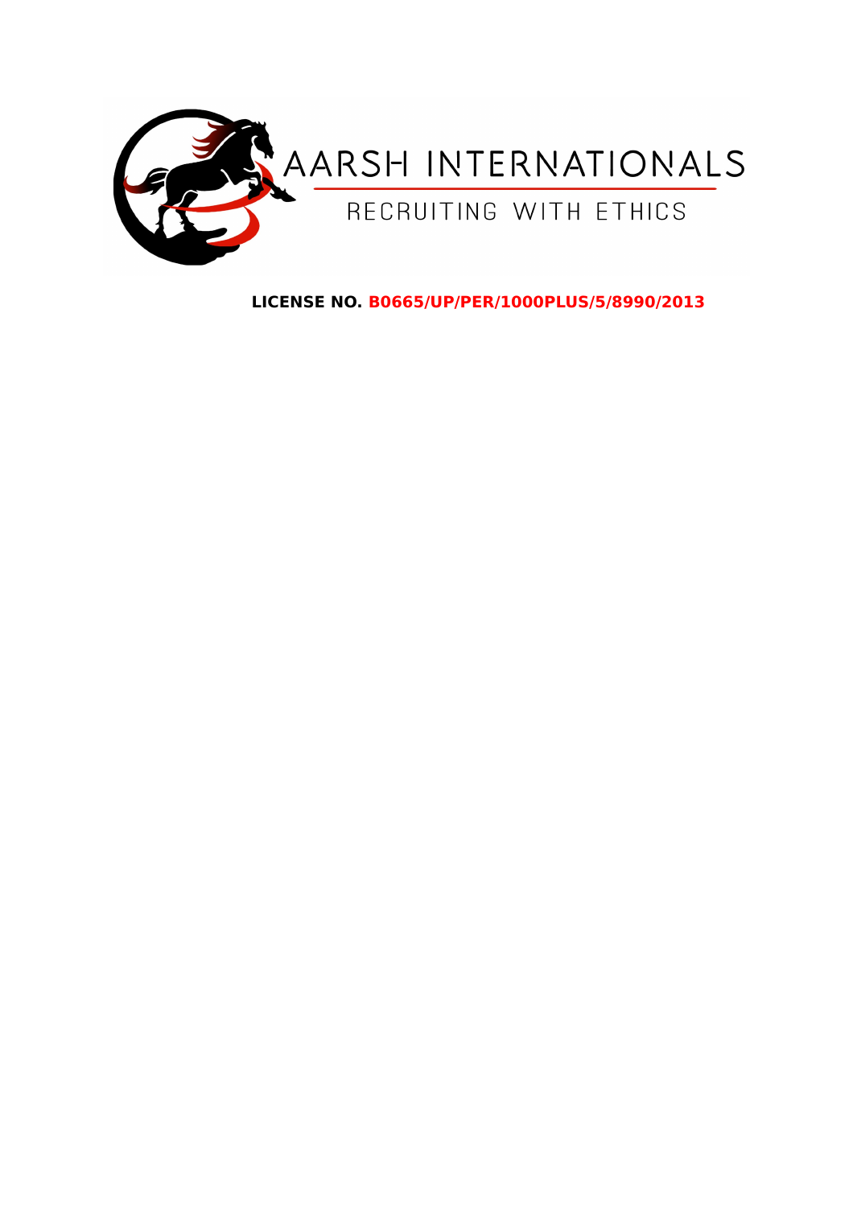AARSH INTERNATIONALS

RECRUITING WITH ETHICS

**LICENSE NO. B0665/UP/PER/1000PLUS/5/8990/2013**